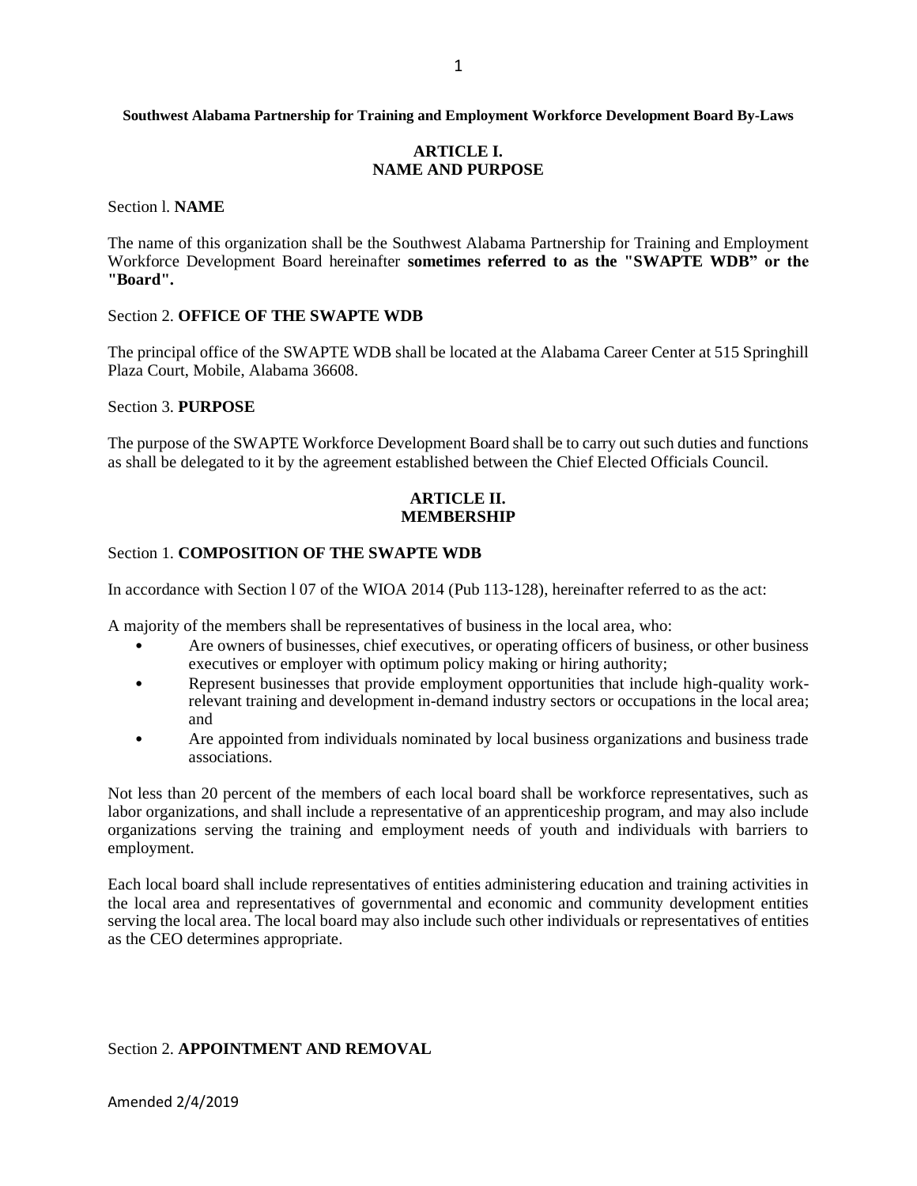**Southwest Alabama Partnership for Training and Employment Workforce Development Board By-Laws**

## ARTICLE I.
## NAME AND PURPOSE

Section l. **NAME**

The name of this organization shall be the Southwest Alabama Partnership for Training and Employment Workforce Development Board hereinafter **sometimes referred to as the "SWAPTE WDB" or the "Board".**

Section 2. **OFFICE OF THE SWAPTE WDB**

The principal office of the SWAPTE WDB shall be located at the Alabama Career Center at 515 Springhill Plaza Court, Mobile, Alabama 36608.

Section 3. **PURPOSE**

The purpose of the SWAPTE Workforce Development Board shall be to carry out such duties and functions as shall be delegated to it by the agreement established between the Chief Elected Officials Council.

## ARTICLE II.
## MEMBERSHIP

Section 1. **COMPOSITION OF THE SWAPTE WDB**

In accordance with Section l 07 of the WIOA 2014 (Pub 113-128), hereinafter referred to as the act:

A majority of the members shall be representatives of business in the local area, who:

- Are owners of businesses, chief executives, or operating officers of business, or other business executives or employer with optimum policy making or hiring authority;
- Represent businesses that provide employment opportunities that include high-quality work-relevant training and development in-demand industry sectors or occupations in the local area; and
- Are appointed from individuals nominated by local business organizations and business trade associations.

Not less than 20 percent of the members of each local board shall be workforce representatives, such as labor organizations, and shall include a representative of an apprenticeship program, and may also include organizations serving the training and employment needs of youth and individuals with barriers to employment.

Each local board shall include representatives of entities administering education and training activities in the local area and representatives of governmental and economic and community development entities serving the local area. The local board may also include such other individuals or representatives of entities as the CEO determines appropriate.

Section 2. **APPOINTMENT AND REMOVAL**

Amended 2/4/2019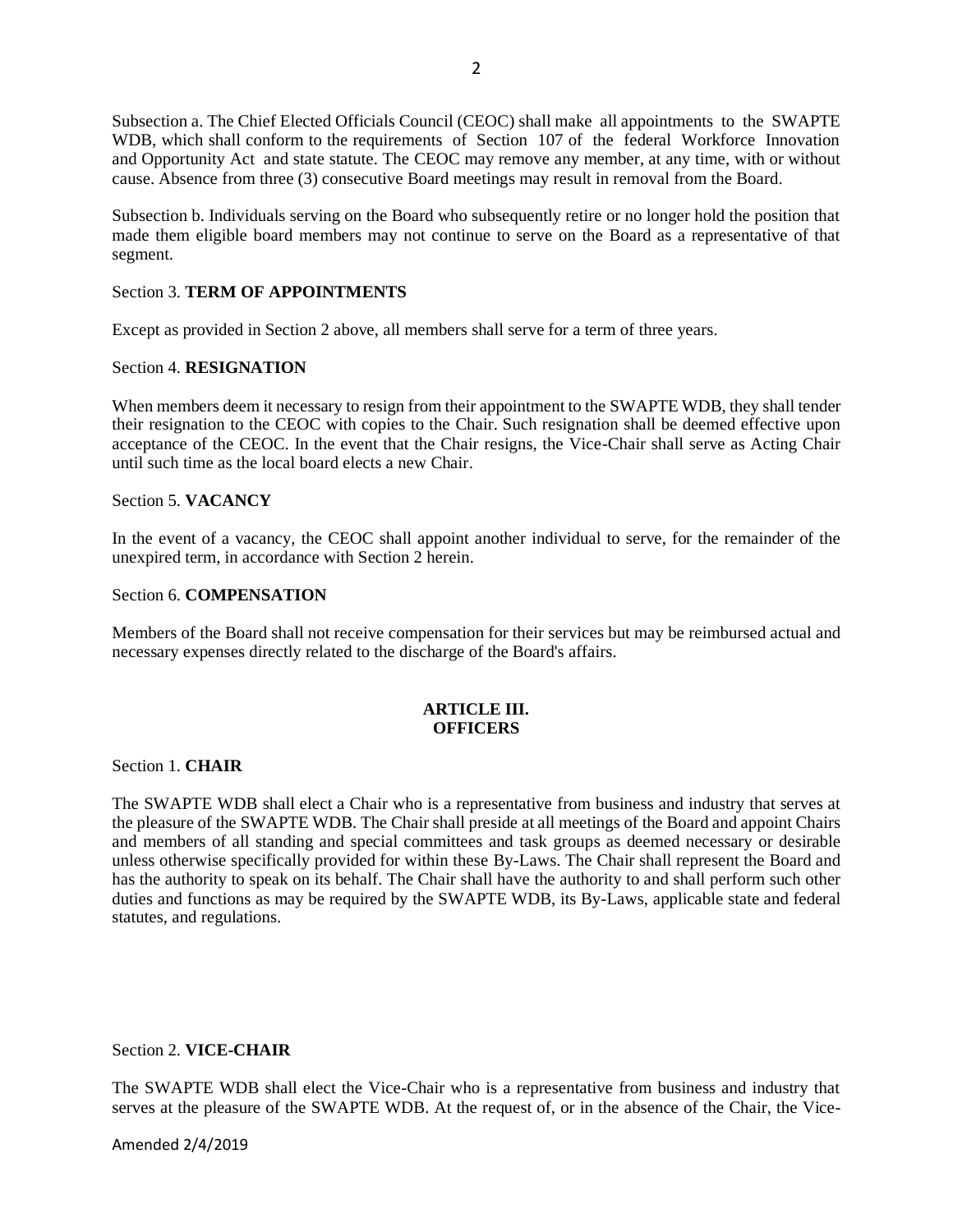Subsection a. The Chief Elected Officials Council (CEOC) shall make all appointments to the SWAPTE WDB, which shall conform to the requirements of Section 107 of the federal Workforce Innovation and Opportunity Act and state statute. The CEOC may remove any member, at any time, with or without cause. Absence from three (3) consecutive Board meetings may result in removal from the Board.

Subsection b. Individuals serving on the Board who subsequently retire or no longer hold the position that made them eligible board members may not continue to serve on the Board as a representative of that segment.

Section 3. **TERM OF APPOINTMENTS**

Except as provided in Section 2 above, all members shall serve for a term of three years.

Section 4. **RESIGNATION**

When members deem it necessary to resign from their appointment to the SWAPTE WDB, they shall tender their resignation to the CEOC with copies to the Chair. Such resignation shall be deemed effective upon acceptance of the CEOC. In the event that the Chair resigns, the Vice-Chair shall serve as Acting Chair until such time as the local board elects a new Chair.

Section 5. **VACANCY**

In the event of a vacancy, the CEOC shall appoint another individual to serve, for the remainder of the unexpired term, in accordance with Section 2 herein.

Section 6. **COMPENSATION**

Members of the Board shall not receive compensation for their services but may be reimbursed actual and necessary expenses directly related to the discharge of the Board's affairs.

## ARTICLE III.
## OFFICERS

Section 1. **CHAIR**

The SWAPTE WDB shall elect a Chair who is a representative from business and industry that serves at the pleasure of the SWAPTE WDB. The Chair shall preside at all meetings of the Board and appoint Chairs and members of all standing and special committees and task groups as deemed necessary or desirable unless otherwise specifically provided for within these By-Laws. The Chair shall represent the Board and has the authority to speak on its behalf. The Chair shall have the authority to and shall perform such other duties and functions as may be required by the SWAPTE WDB, its By-Laws, applicable state and federal statutes, and regulations.

Section 2. **VICE-CHAIR**

The SWAPTE WDB shall elect the Vice-Chair who is a representative from business and industry that serves at the pleasure of the SWAPTE WDB. At the request of, or in the absence of the Chair, the Vice-

Amended 2/4/2019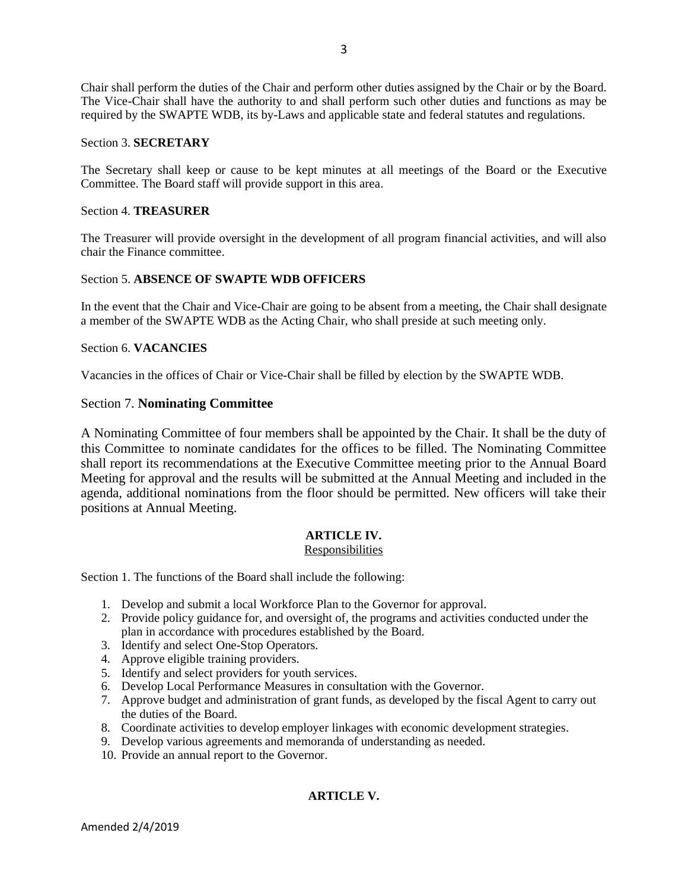Chair shall perform the duties of the Chair and perform other duties assigned by the Chair or by the Board. The Vice-Chair shall have the authority to and shall perform such other duties and functions as may be required by the SWAPTE WDB, its by-Laws and applicable state and federal statutes and regulations.

Section 3. **SECRETARY**

The Secretary shall keep or cause to be kept minutes at all meetings of the Board or the Executive Committee. The Board staff will provide support in this area.

Section 4. **TREASURER**

The Treasurer will provide oversight in the development of all program financial activities, and will also chair the Finance committee.

Section 5. **ABSENCE OF SWAPTE WDB OFFICERS**

In the event that the Chair and Vice-Chair are going to be absent from a meeting, the Chair shall designate a member of the SWAPTE WDB as the Acting Chair, who shall preside at such meeting only.

Section 6. **VACANCIES**

Vacancies in the offices of Chair or Vice-Chair shall be filled by election by the SWAPTE WDB.

Section 7. **Nominating Committee**

A Nominating Committee of four members shall be appointed by the Chair. It shall be the duty of this Committee to nominate candidates for the offices to be filled. The Nominating Committee shall report its recommendations at the Executive Committee meeting prior to the Annual Board Meeting for approval and the results will be submitted at the Annual Meeting and included in the agenda, additional nominations from the floor should be permitted. New officers will take their positions at Annual Meeting.

## ARTICLE IV.

<u>Responsibilities</u>

Section 1. The functions of the Board shall include the following:

1. Develop and submit a local Workforce Plan to the Governor for approval.
2. Provide policy guidance for, and oversight of, the programs and activities conducted under the plan in accordance with procedures established by the Board.
3. Identify and select One-Stop Operators.
4. Approve eligible training providers.
5. Identify and select providers for youth services.
6. Develop Local Performance Measures in consultation with the Governor.
7. Approve budget and administration of grant funds, as developed by the fiscal Agent to carry out the duties of the Board.
8. Coordinate activities to develop employer linkages with economic development strategies.
9. Develop various agreements and memoranda of understanding as needed.
10. Provide an annual report to the Governor.

## ARTICLE V.

Amended 2/4/2019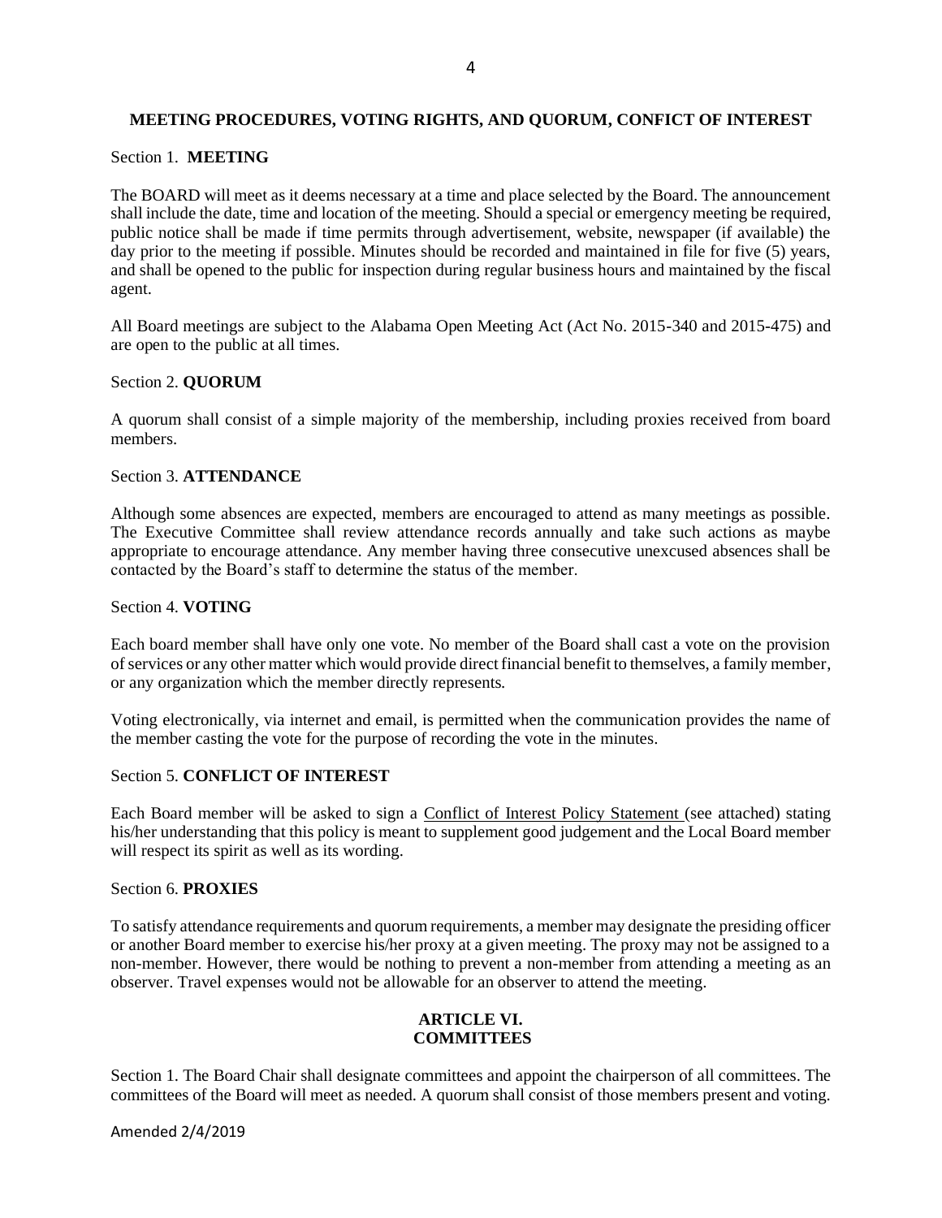## MEETING PROCEDURES, VOTING RIGHTS, AND QUORUM, CONFICT OF INTEREST

Section 1. **MEETING**

The BOARD will meet as it deems necessary at a time and place selected by the Board. The announcement shall include the date, time and location of the meeting. Should a special or emergency meeting be required, public notice shall be made if time permits through advertisement, website, newspaper (if available) the day prior to the meeting if possible. Minutes should be recorded and maintained in file for five (5) years, and shall be opened to the public for inspection during regular business hours and maintained by the fiscal agent.

All Board meetings are subject to the Alabama Open Meeting Act (Act No. 2015-340 and 2015-475) and are open to the public at all times.

Section 2. **QUORUM**

A quorum shall consist of a simple majority of the membership, including proxies received from board members.

Section 3. **ATTENDANCE**

Although some absences are expected, members are encouraged to attend as many meetings as possible. The Executive Committee shall review attendance records annually and take such actions as maybe appropriate to encourage attendance. Any member having three consecutive unexcused absences shall be contacted by the Board's staff to determine the status of the member.

Section 4. **VOTING**

Each board member shall have only one vote. No member of the Board shall cast a vote on the provision of services or any other matter which would provide direct financial benefit to themselves, a family member, or any organization which the member directly represents.

Voting electronically, via internet and email, is permitted when the communication provides the name of the member casting the vote for the purpose of recording the vote in the minutes.

Section 5. **CONFLICT OF INTEREST**

Each Board member will be asked to sign a Conflict of Interest Policy Statement (see attached) stating his/her understanding that this policy is meant to supplement good judgement and the Local Board member will respect its spirit as well as its wording.

Section 6. **PROXIES**

To satisfy attendance requirements and quorum requirements, a member may designate the presiding officer or another Board member to exercise his/her proxy at a given meeting. The proxy may not be assigned to a non-member. However, there would be nothing to prevent a non-member from attending a meeting as an observer. Travel expenses would not be allowable for an observer to attend the meeting.

## ARTICLE VI. COMMITTEES

Section 1. The Board Chair shall designate committees and appoint the chairperson of all committees. The committees of the Board will meet as needed. A quorum shall consist of those members present and voting.

Amended 2/4/2019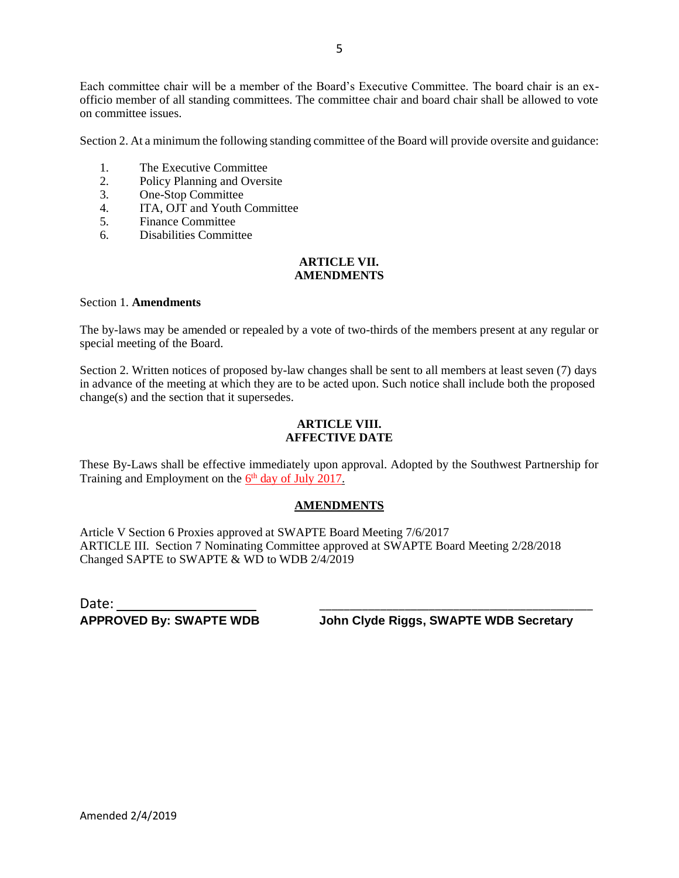Each committee chair will be a member of the Board's Executive Committee. The board chair is an ex-officio member of all standing committees. The committee chair and board chair shall be allowed to vote on committee issues.

Section 2. At a minimum the following standing committee of the Board will provide oversite and guidance:

1. The Executive Committee
2. Policy Planning and Oversite
3. One-Stop Committee
4. ITA, OJT and Youth Committee
5. Finance Committee
6. Disabilities Committee

## ARTICLE VII.
## AMENDMENTS

Section 1. **Amendments**

The by-laws may be amended or repealed by a vote of two-thirds of the members present at any regular or special meeting of the Board.

Section 2. Written notices of proposed by-law changes shall be sent to all members at least seven (7) days in advance of the meeting at which they are to be acted upon. Such notice shall include both the proposed change(s) and the section that it supersedes.

## ARTICLE VIII.
## AFFECTIVE DATE

These By-Laws shall be effective immediately upon approval. Adopted by the Southwest Partnership for Training and Employment on the 6th day of July 2017.

## AMENDMENTS

Article V Section 6 Proxies approved at SWAPTE Board Meeting 7/6/2017
ARTICLE III. Section 7 Nominating Committee approved at SWAPTE Board Meeting 2/28/2018
Changed SAPTE to SWAPTE & WD to WDB 2/4/2019

Date: ____________________ ________________________________________

**APPROVED By: SWAPTE WDB** **John Clyde Riggs, SWAPTE WDB Secretary**

Amended 2/4/2019